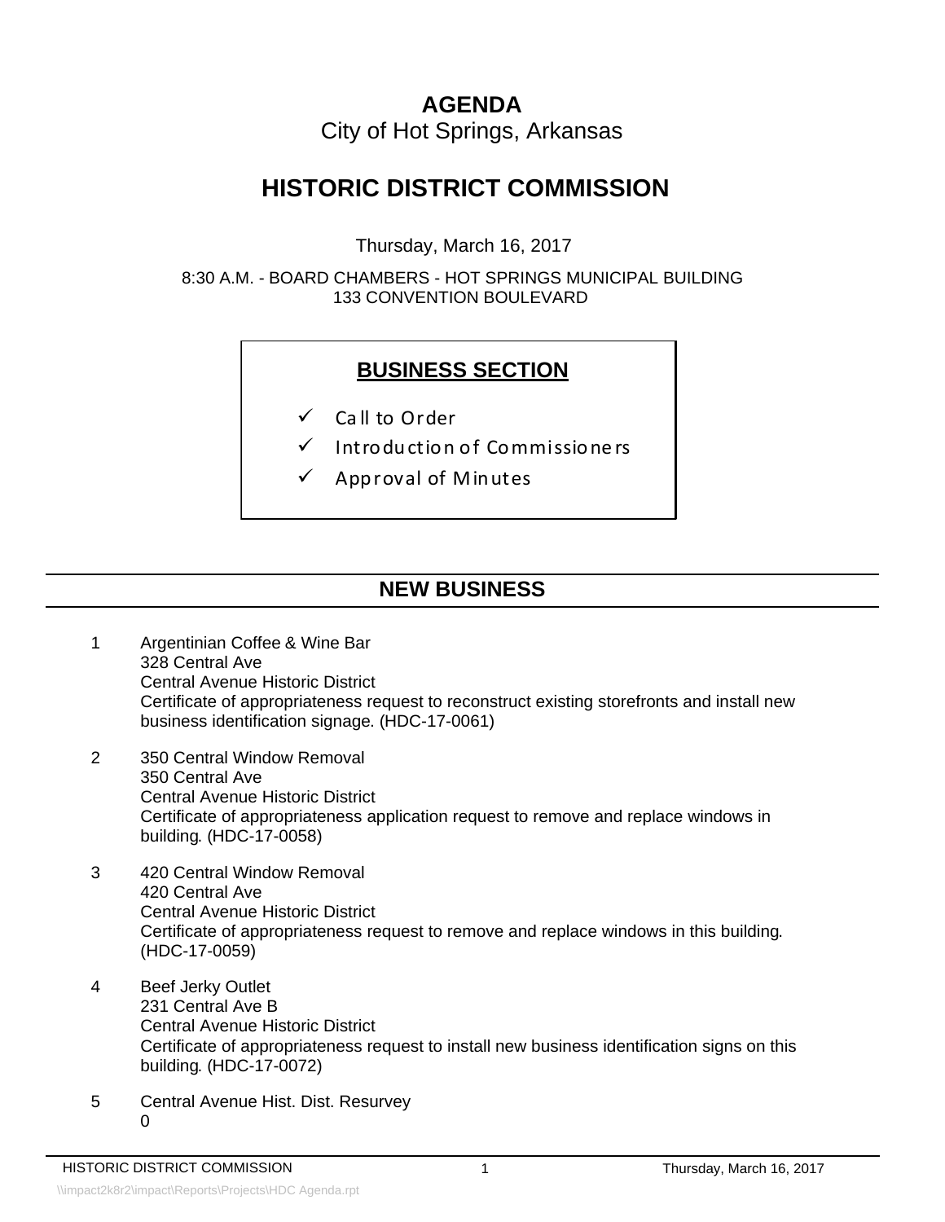# AGENDA

City of Hot Springs, Arkansas

# HISTORIC DISTRICT COMMISSION

Thursday, March 16, 2017

8:30 A.M. - BOARD CHAMBERS - HOT SPRINGS MUNICIPAL BUILDING
133 CONVENTION BOULEVARD

## BUSINESS SECTION

- ✓ Call to Order
- ✓ Introduction of Commissioners
- ✓ Approval of Minutes

## NEW BUSINESS

1. Argentinian Coffee & Wine Bar
   328 Central Ave
   Central Avenue Historic District
   Certificate of appropriateness request to reconstruct existing storefronts and install new business identification signage. (HDC-17-0061)

2. 350 Central Window Removal
   350 Central Ave
   Central Avenue Historic District
   Certificate of appropriateness application request to remove and replace windows in building. (HDC-17-0058)

3. 420 Central Window Removal
   420 Central Ave
   Central Avenue Historic District
   Certificate of appropriateness request to remove and replace windows in this building. (HDC-17-0059)

4. Beef Jerky Outlet
   231 Central Ave B
   Central Avenue Historic District
   Certificate of appropriateness request to install new business identification signs on this building. (HDC-17-0072)

5. Central Avenue Hist. Dist. Resurvey
   0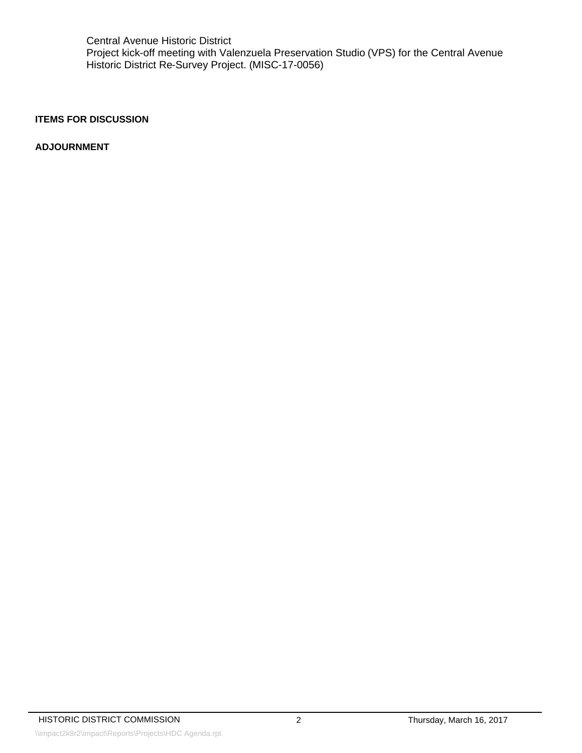Central Avenue Historic District
Project kick-off meeting with Valenzuela Preservation Studio (VPS) for the Central Avenue Historic District Re-Survey Project. (MISC-17-0056)

**ITEMS FOR DISCUSSION**

**ADJOURNMENT**